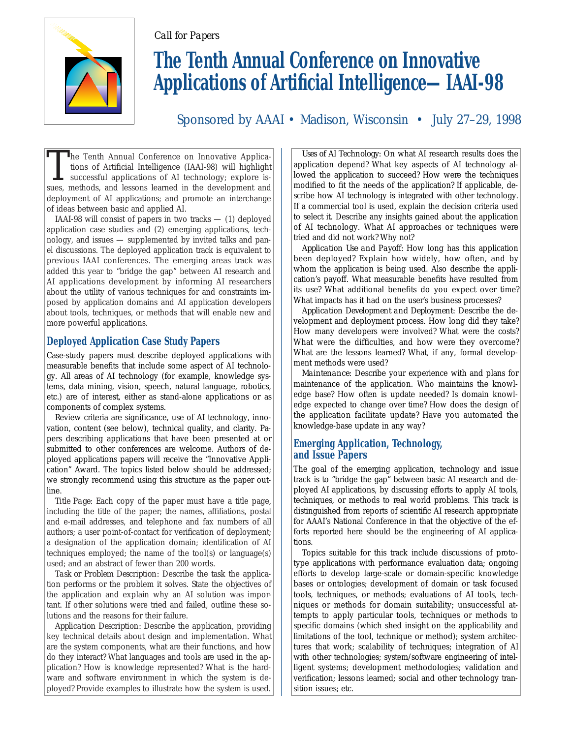*Call for Papers*

# The Tenth Annual Conference on Innovative Applications of Artificial Intelligence—IAAI-98

Sponsored by AAAI • Madison, Wisconsin • July 27–29, 1998

The Tenth Annual Conference on Innovative Applications of Artificial Intelligence (IAAI-98) will highlight successful applications of AI technology; explore issues, methods, and lessons learned in the development and deployment of AI applications; and promote an interchange of ideas between basic and applied AI.

IAAI-98 will consist of papers in two tracks — (1) deployed application case studies and (2) emerging applications, technology, and issues — supplemented by invited talks and panel discussions. The deployed application track is equivalent to previous IAAI conferences. The emerging areas track was added this year to "bridge the gap" between AI research and AI applications development by informing AI researchers about the utility of various techniques for and constraints imposed by application domains and AI application developers about tools, techniques, or methods that will enable new and more powerful applications.

## Deployed Application Case Study Papers

Case-study papers must describe deployed applications with measurable benefits that include some aspect of AI technology. All areas of AI technology (for example, knowledge systems, data mining, vision, speech, natural language, robotics, etc.) are of interest, either as stand-alone applications or as components of complex systems.

Review criteria are significance, use of AI technology, innovation, content (see below), technical quality, and clarity. Papers describing applications that have been presented at or submitted to other conferences are welcome. Authors of deployed applications papers will receive the "Innovative Application" Award. The topics listed below should be addressed; we strongly recommend using this structure as the paper outline.

*Title Page:* Each copy of the paper must have a title page, including the title of the paper; the names, affiliations, postal and e-mail addresses, and telephone and fax numbers of all authors; a user point-of-contact for verification of deployment; a designation of the application domain; identification of AI techniques employed; the name of the tool(s) or language(s) used; and an abstract of fewer than 200 words.

*Task or Problem Description:* Describe the task the application performs or the problem it solves. State the objectives of the application and explain why an AI solution was important. If other solutions were tried and failed, outline these solutions and the reasons for their failure.

*Application Description:* Describe the application, providing key technical details about design and implementation. What are the system components, what are their functions, and how do they interact? What languages and tools are used in the application? How is knowledge represented? What is the hardware and software environment in which the system is deployed? Provide examples to illustrate how the system is used.

*Uses of AI Technology:* On what AI research results does the application depend? What key aspects of AI technology allowed the application to succeed? How were the techniques modified to fit the needs of the application? If applicable, describe how AI technology is integrated with other technology. If a commercial tool is used, explain the decision criteria used to select it. Describe any insights gained about the application of AI technology. What AI approaches or techniques were tried and did not work? Why not?

*Application Use and Payoff:* How long has this application been deployed? Explain how widely, how often, and by whom the application is being used. Also describe the application's payoff. What measurable benefits have resulted from its use? What additional benefits do you expect over time? What impacts has it had on the user's business processes?

*Application Development and Deployment:* Describe the development and deployment process. How long did they take? How many developers were involved? What were the costs? What were the difficulties, and how were they overcome? What are the lessons learned? What, if any, formal development methods were used?

*Maintenance:* Describe your experience with and plans for maintenance of the application. Who maintains the knowledge base? How often is update needed? Is domain knowledge expected to change over time? How does the design of the application facilitate update? Have you automated the knowledge-base update in any way?

## Emerging Application, Technology, and Issue Papers

The goal of the emerging application, technology and issue track is to "bridge the gap" between basic AI research and deployed AI applications, by discussing efforts to apply AI tools, techniques, or methods to real world problems. This track is distinguished from reports of scientific AI research appropriate for AAAI's National Conference in that the objective of the efforts reported here should be the engineering of AI applications.

Topics suitable for this track include discussions of prototype applications with performance evaluation data; ongoing efforts to develop large-scale or domain-specific knowledge bases or ontologies; development of domain or task focused tools, techniques, or methods; evaluations of AI tools, techniques or methods for domain suitability; unsuccessful attempts to apply particular tools, techniques or methods to specific domains (which shed insight on the applicability and limitations of the tool, technique or method); system architectures that work; scalability of techniques; integration of AI with other technologies; system/software engineering of intelligent systems; development methodologies; validation and verification; lessons learned; social and other technology transition issues; etc.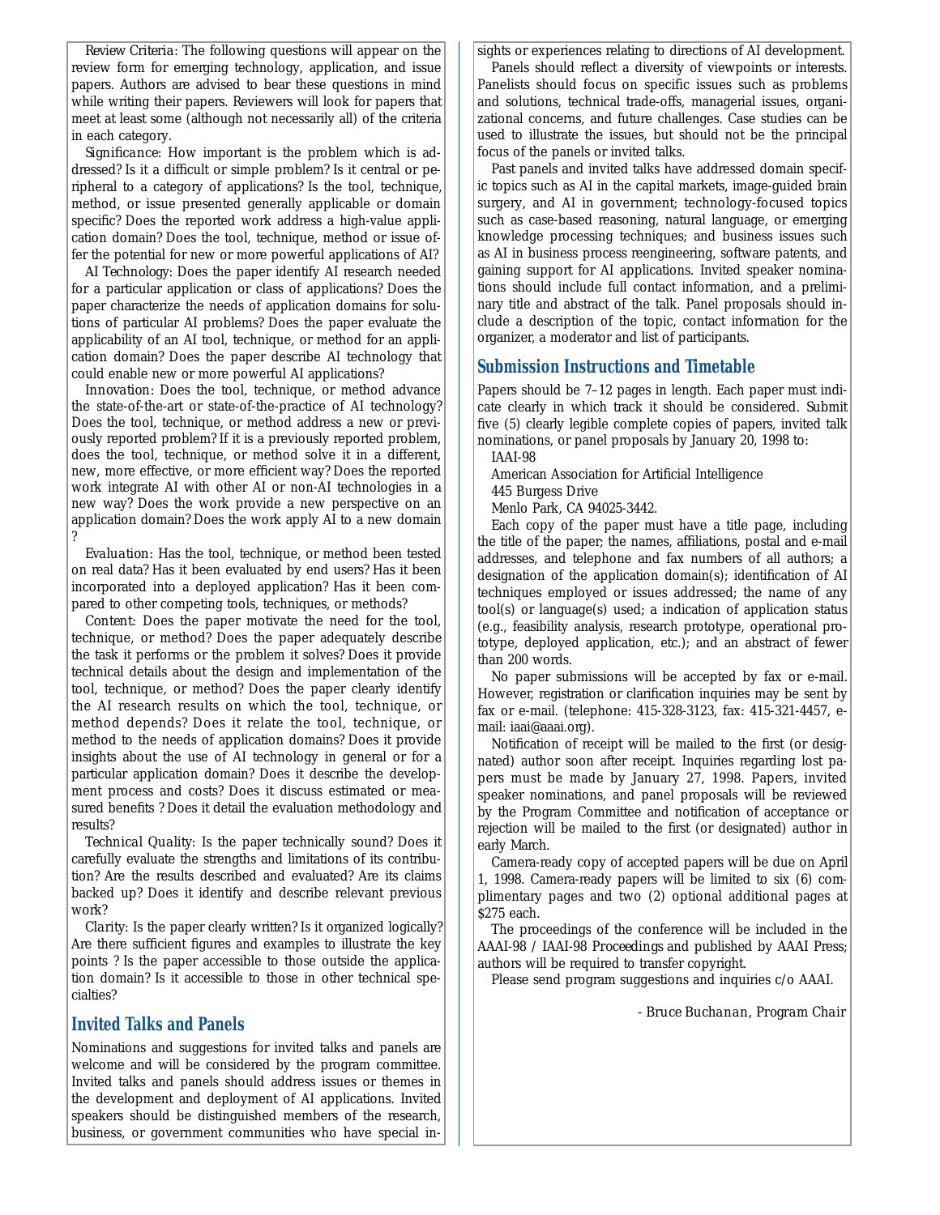*Review Criteria:* The following questions will appear on the review form for emerging technology, application, and issue papers. Authors are advised to bear these questions in mind while writing their papers. Reviewers will look for papers that meet at least some (although not necessarily all) of the criteria in each category.

*Significance:* How important is the problem which is addressed? Is it a difficult or simple problem? Is it central or peripheral to a category of applications? Is the tool, technique, method, or issue presented generally applicable or domain specific? Does the reported work address a high-value application domain? Does the tool, technique, method or issue offer the potential for new or more powerful applications of AI?

*AI Technology:* Does the paper identify AI research needed for a particular application or class of applications? Does the paper characterize the needs of application domains for solutions of particular AI problems? Does the paper evaluate the applicability of an AI tool, technique, or method for an application domain? Does the paper describe AI technology that could enable new or more powerful AI applications?

*Innovation:* Does the tool, technique, or method advance the state-of-the-art or state-of-the-practice of AI technology? Does the tool, technique, or method address a new or previously reported problem? If it is a previously reported problem, does the tool, technique, or method solve it in a different, new, more effective, or more efficient way? Does the reported work integrate AI with other AI or non-AI technologies in a new way? Does the work provide a new perspective on an application domain? Does the work apply AI to a new domain ?

*Evaluation:* Has the tool, technique, or method been tested on real data? Has it been evaluated by end users? Has it been incorporated into a deployed application? Has it been compared to other competing tools, techniques, or methods?

*Content:* Does the paper motivate the need for the tool, technique, or method? Does the paper adequately describe the task it performs or the problem it solves? Does it provide technical details about the design and implementation of the tool, technique, or method? Does the paper clearly identify the AI research results on which the tool, technique, or method depends? Does it relate the tool, technique, or method to the needs of application domains? Does it provide insights about the use of AI technology in general or for a particular application domain? Does it describe the development process and costs? Does it discuss estimated or measured benefits ? Does it detail the evaluation methodology and results?

*Technical Quality:* Is the paper technically sound? Does it carefully evaluate the strengths and limitations of its contribution? Are the results described and evaluated? Are its claims backed up? Does it identify and describe relevant previous work?

*Clarity:* Is the paper clearly written? Is it organized logically? Are there sufficient figures and examples to illustrate the key points ? Is the paper accessible to those outside the application domain? Is it accessible to those in other technical specialties?

## Invited Talks and Panels

Nominations and suggestions for invited talks and panels are welcome and will be considered by the program committee. Invited talks and panels should address issues or themes in the development and deployment of AI applications. Invited speakers should be distinguished members of the research, business, or government communities who have special insights or experiences relating to directions of AI development.

Panels should reflect a diversity of viewpoints or interests. Panelists should focus on specific issues such as problems and solutions, technical trade-offs, managerial issues, organizational concerns, and future challenges. Case studies can be used to illustrate the issues, but should not be the principal focus of the panels or invited talks.

Past panels and invited talks have addressed domain specific topics such as AI in the capital markets, image-guided brain surgery, and AI in government; technology-focused topics such as case-based reasoning, natural language, or emerging knowledge processing techniques; and business issues such as AI in business process reengineering, software patents, and gaining support for AI applications. Invited speaker nominations should include full contact information, and a preliminary title and abstract of the talk. Panel proposals should include a description of the topic, contact information for the organizer, a moderator and list of participants.

## Submission Instructions and Timetable

Papers should be 7–12 pages in length. Each paper must indicate clearly in which track it should be considered. Submit five (5) clearly legible complete copies of papers, invited talk nominations, or panel proposals by January 20, 1998 to:

IAAI-98  
American Association for Artificial Intelligence  
445 Burgess Drive  
Menlo Park, CA 94025-3442.

Each copy of the paper must have a title page, including the title of the paper; the names, affiliations, postal and e-mail addresses, and telephone and fax numbers of all authors; a designation of the application domain(s); identification of AI techniques employed or issues addressed; the name of any tool(s) or language(s) used; a indication of application status (e.g., feasibility analysis, research prototype, operational prototype, deployed application, etc.); and an abstract of fewer than 200 words.

No paper submissions will be accepted by fax or e-mail. However, registration or clarification inquiries may be sent by fax or e-mail. (telephone: 415-328-3123, fax: 415-321-4457, e-mail: iaai@aaai.org).

Notification of receipt will be mailed to the first (or designated) author soon after receipt. Inquiries regarding lost papers must be made by January 27, 1998. Papers, invited speaker nominations, and panel proposals will be reviewed by the Program Committee and notification of acceptance or rejection will be mailed to the first (or designated) author in early March.

Camera-ready copy of accepted papers will be due on April 1, 1998. Camera-ready papers will be limited to six (6) complimentary pages and two (2) optional additional pages at $275 each.

The proceedings of the conference will be included in the *AAAI-98 / IAAI-98 Proceedings* and published by AAAI Press; authors will be required to transfer copyright.

Please send program suggestions and inquiries c/o AAAI.

*- Bruce Buchanan, Program Chair*